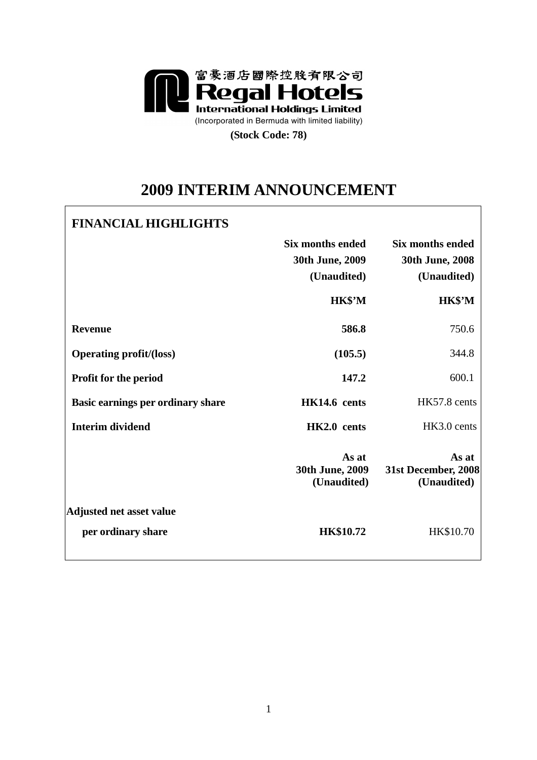富豪酒店國際控股有限公司

**Regal Hotels International Holdings Limited**

(Incorporated in Bermuda with limited liability)

**(Stock Code: 78)**

# 2009 INTERIM ANNOUNCEMENT

## FINANCIAL HIGHLIGHTS

| | Six months ended 30th June, 2009 (Unaudited) | Six months ended 30th June, 2008 (Unaudited) |
|---|---|---|
| | **HK$'M** | **HK$'M** |
| **Revenue** | **586.8** | 750.6 |
| **Operating profit/(loss)** | **(105.5)** | 344.8 |
| **Profit for the period** | **147.2** | 600.1 |
| **Basic earnings per ordinary share** | **HK14.6 cents** | HK57.8 cents |
| **Interim dividend** | **HK2.0 cents** | HK3.0 cents |

| | As at 30th June, 2009 (Unaudited) | As at 31st December, 2008 (Unaudited) |
|---|---|---|
| **Adjusted net asset value per ordinary share** | **HK$10.72** | HK$10.70 |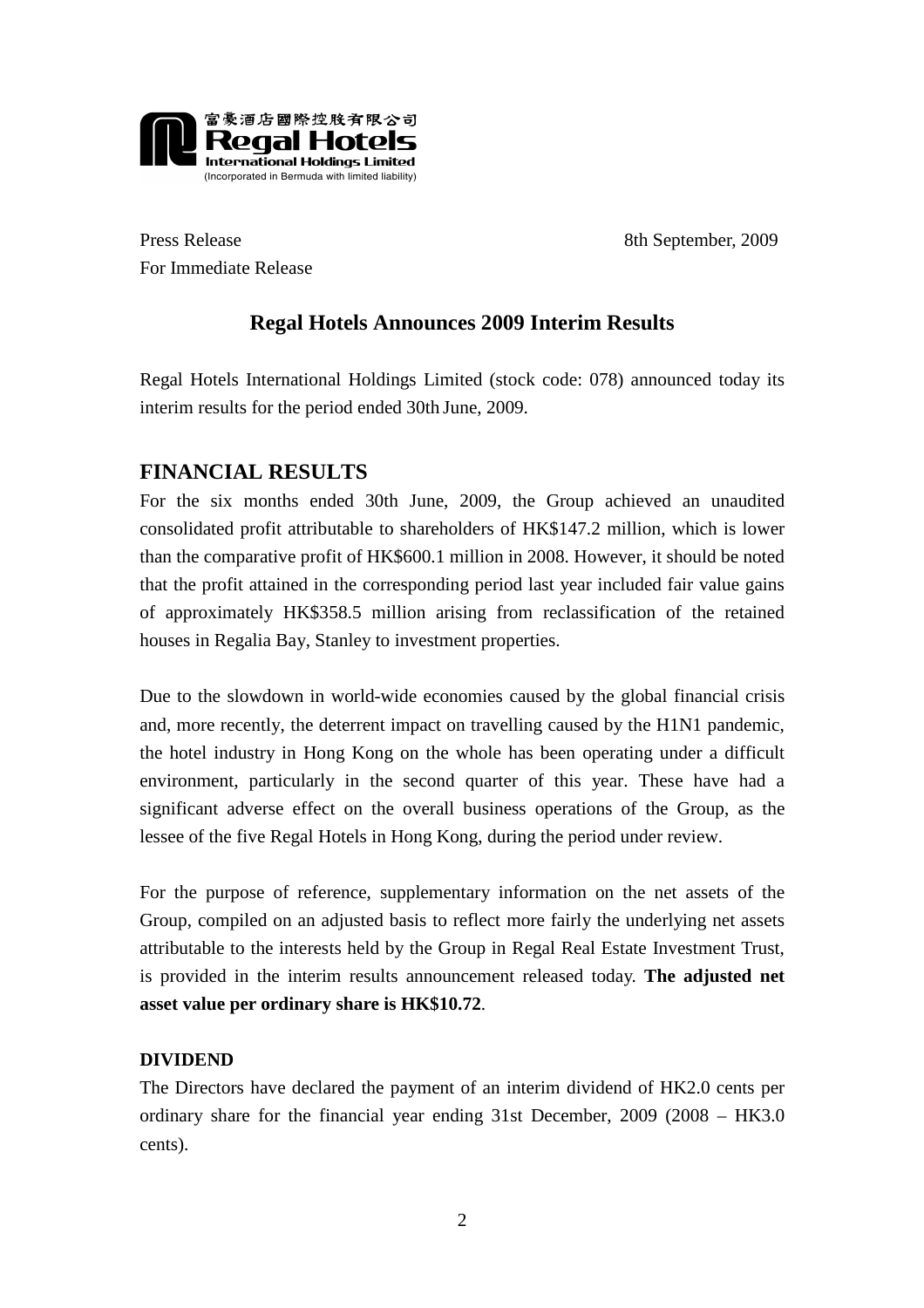富豪酒店國際控股有限公司
**Regal Hotels**
**International Holdings Limited**
(Incorporated in Bermuda with limited liability)

Press Release
For Immediate Release

8th September, 2009

## Regal Hotels Announces 2009 Interim Results

Regal Hotels International Holdings Limited (stock code: 078) announced today its interim results for the period ended 30th June, 2009.

## FINANCIAL RESULTS

For the six months ended 30th June, 2009, the Group achieved an unaudited consolidated profit attributable to shareholders of HK$147.2 million, which is lower than the comparative profit of HK$600.1 million in 2008. However, it should be noted that the profit attained in the corresponding period last year included fair value gains of approximately HK$358.5 million arising from reclassification of the retained houses in Regalia Bay, Stanley to investment properties.

Due to the slowdown in world-wide economies caused by the global financial crisis and, more recently, the deterrent impact on travelling caused by the H1N1 pandemic, the hotel industry in Hong Kong on the whole has been operating under a difficult environment, particularly in the second quarter of this year. These have had a significant adverse effect on the overall business operations of the Group, as the lessee of the five Regal Hotels in Hong Kong, during the period under review.

For the purpose of reference, supplementary information on the net assets of the Group, compiled on an adjusted basis to reflect more fairly the underlying net assets attributable to the interests held by the Group in Regal Real Estate Investment Trust, is provided in the interim results announcement released today. **The adjusted net asset value per ordinary share is HK$10.72**.

### DIVIDEND

The Directors have declared the payment of an interim dividend of HK2.0 cents per ordinary share for the financial year ending 31st December, 2009 (2008 – HK3.0 cents).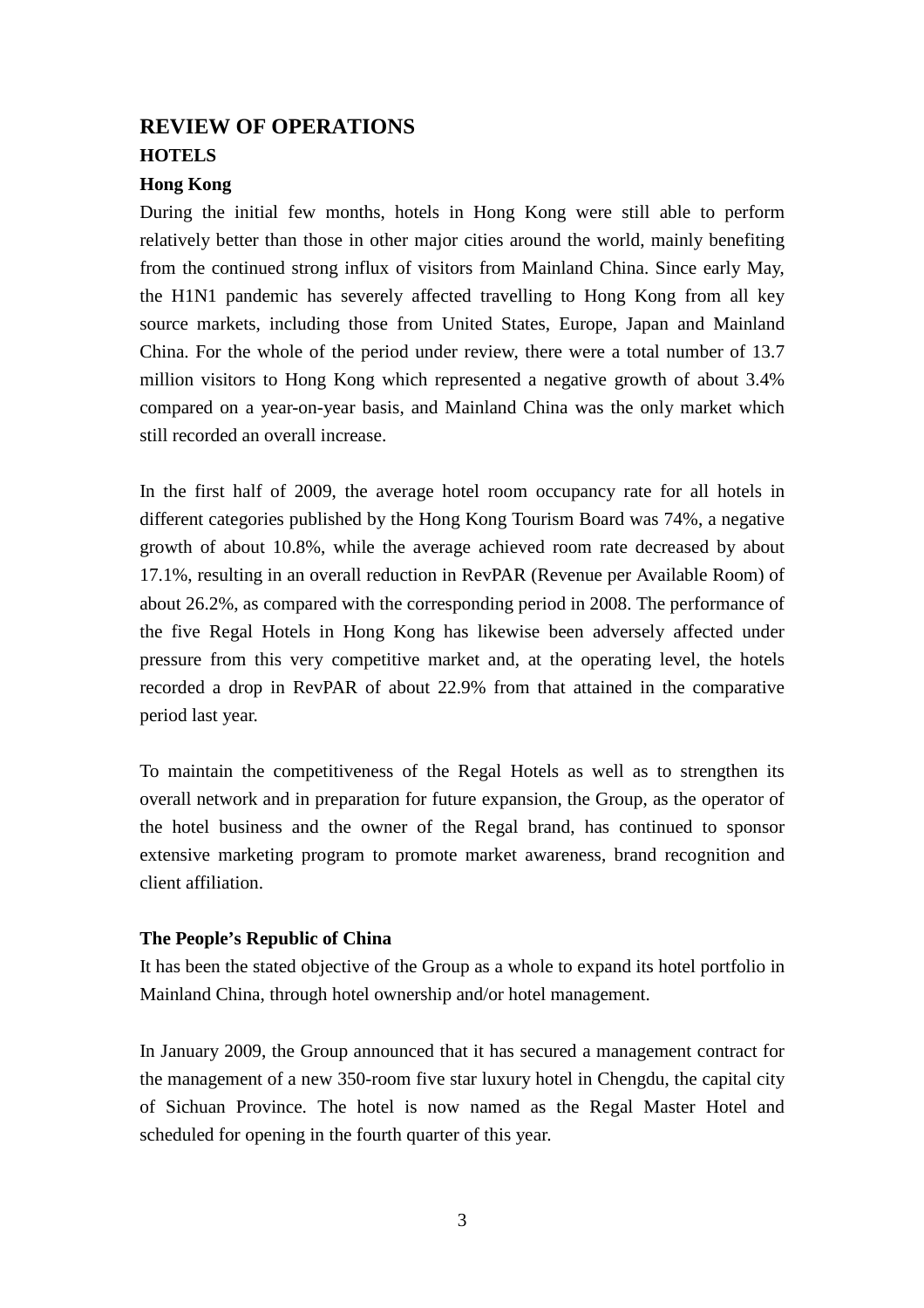# REVIEW OF OPERATIONS

## HOTELS

### Hong Kong

During the initial few months, hotels in Hong Kong were still able to perform relatively better than those in other major cities around the world, mainly benefiting from the continued strong influx of visitors from Mainland China. Since early May, the H1N1 pandemic has severely affected travelling to Hong Kong from all key source markets, including those from United States, Europe, Japan and Mainland China. For the whole of the period under review, there were a total number of 13.7 million visitors to Hong Kong which represented a negative growth of about 3.4% compared on a year-on-year basis, and Mainland China was the only market which still recorded an overall increase.

In the first half of 2009, the average hotel room occupancy rate for all hotels in different categories published by the Hong Kong Tourism Board was 74%, a negative growth of about 10.8%, while the average achieved room rate decreased by about 17.1%, resulting in an overall reduction in RevPAR (Revenue per Available Room) of about 26.2%, as compared with the corresponding period in 2008. The performance of the five Regal Hotels in Hong Kong has likewise been adversely affected under pressure from this very competitive market and, at the operating level, the hotels recorded a drop in RevPAR of about 22.9% from that attained in the comparative period last year.

To maintain the competitiveness of the Regal Hotels as well as to strengthen its overall network and in preparation for future expansion, the Group, as the operator of the hotel business and the owner of the Regal brand, has continued to sponsor extensive marketing program to promote market awareness, brand recognition and client affiliation.

### The People's Republic of China

It has been the stated objective of the Group as a whole to expand its hotel portfolio in Mainland China, through hotel ownership and/or hotel management.

In January 2009, the Group announced that it has secured a management contract for the management of a new 350-room five star luxury hotel in Chengdu, the capital city of Sichuan Province. The hotel is now named as the Regal Master Hotel and scheduled for opening in the fourth quarter of this year.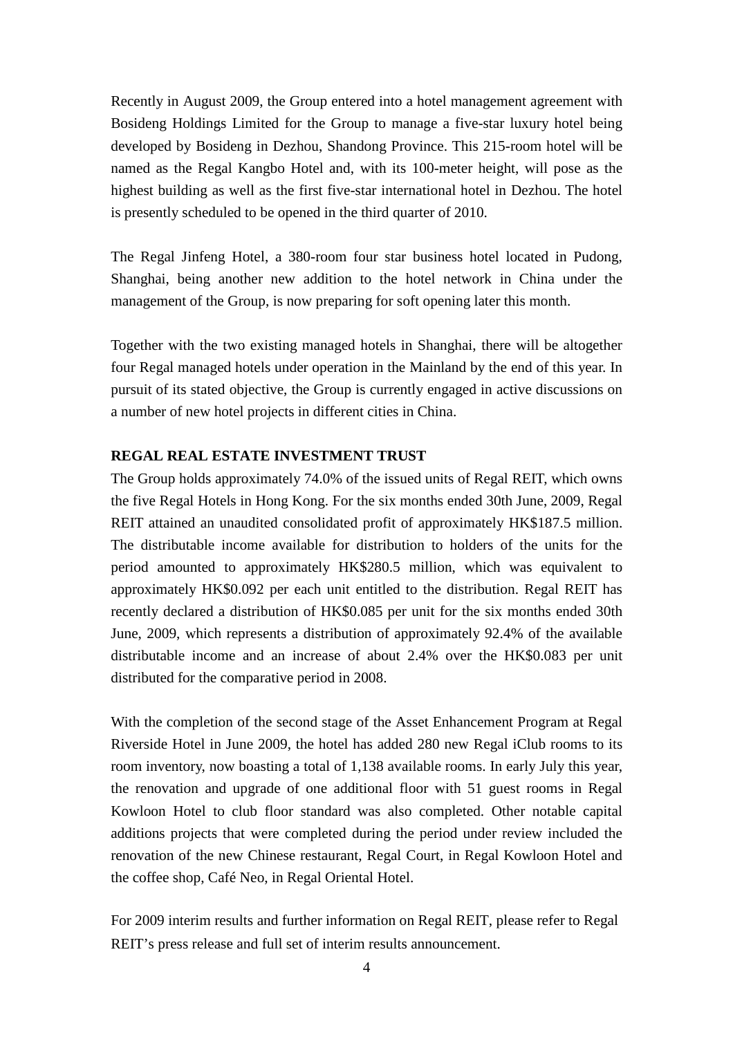Recently in August 2009, the Group entered into a hotel management agreement with Bosideng Holdings Limited for the Group to manage a five-star luxury hotel being developed by Bosideng in Dezhou, Shandong Province. This 215-room hotel will be named as the Regal Kangbo Hotel and, with its 100-meter height, will pose as the highest building as well as the first five-star international hotel in Dezhou. The hotel is presently scheduled to be opened in the third quarter of 2010.

The Regal Jinfeng Hotel, a 380-room four star business hotel located in Pudong, Shanghai, being another new addition to the hotel network in China under the management of the Group, is now preparing for soft opening later this month.

Together with the two existing managed hotels in Shanghai, there will be altogether four Regal managed hotels under operation in the Mainland by the end of this year. In pursuit of its stated objective, the Group is currently engaged in active discussions on a number of new hotel projects in different cities in China.

## REGAL REAL ESTATE INVESTMENT TRUST

The Group holds approximately 74.0% of the issued units of Regal REIT, which owns the five Regal Hotels in Hong Kong. For the six months ended 30th June, 2009, Regal REIT attained an unaudited consolidated profit of approximately HK$187.5 million. The distributable income available for distribution to holders of the units for the period amounted to approximately HK$280.5 million, which was equivalent to approximately HK$0.092 per each unit entitled to the distribution. Regal REIT has recently declared a distribution of HK$0.085 per unit for the six months ended 30th June, 2009, which represents a distribution of approximately 92.4% of the available distributable income and an increase of about 2.4% over the HK$0.083 per unit distributed for the comparative period in 2008.

With the completion of the second stage of the Asset Enhancement Program at Regal Riverside Hotel in June 2009, the hotel has added 280 new Regal iClub rooms to its room inventory, now boasting a total of 1,138 available rooms. In early July this year, the renovation and upgrade of one additional floor with 51 guest rooms in Regal Kowloon Hotel to club floor standard was also completed. Other notable capital additions projects that were completed during the period under review included the renovation of the new Chinese restaurant, Regal Court, in Regal Kowloon Hotel and the coffee shop, Café Neo, in Regal Oriental Hotel.

For 2009 interim results and further information on Regal REIT, please refer to Regal REIT's press release and full set of interim results announcement.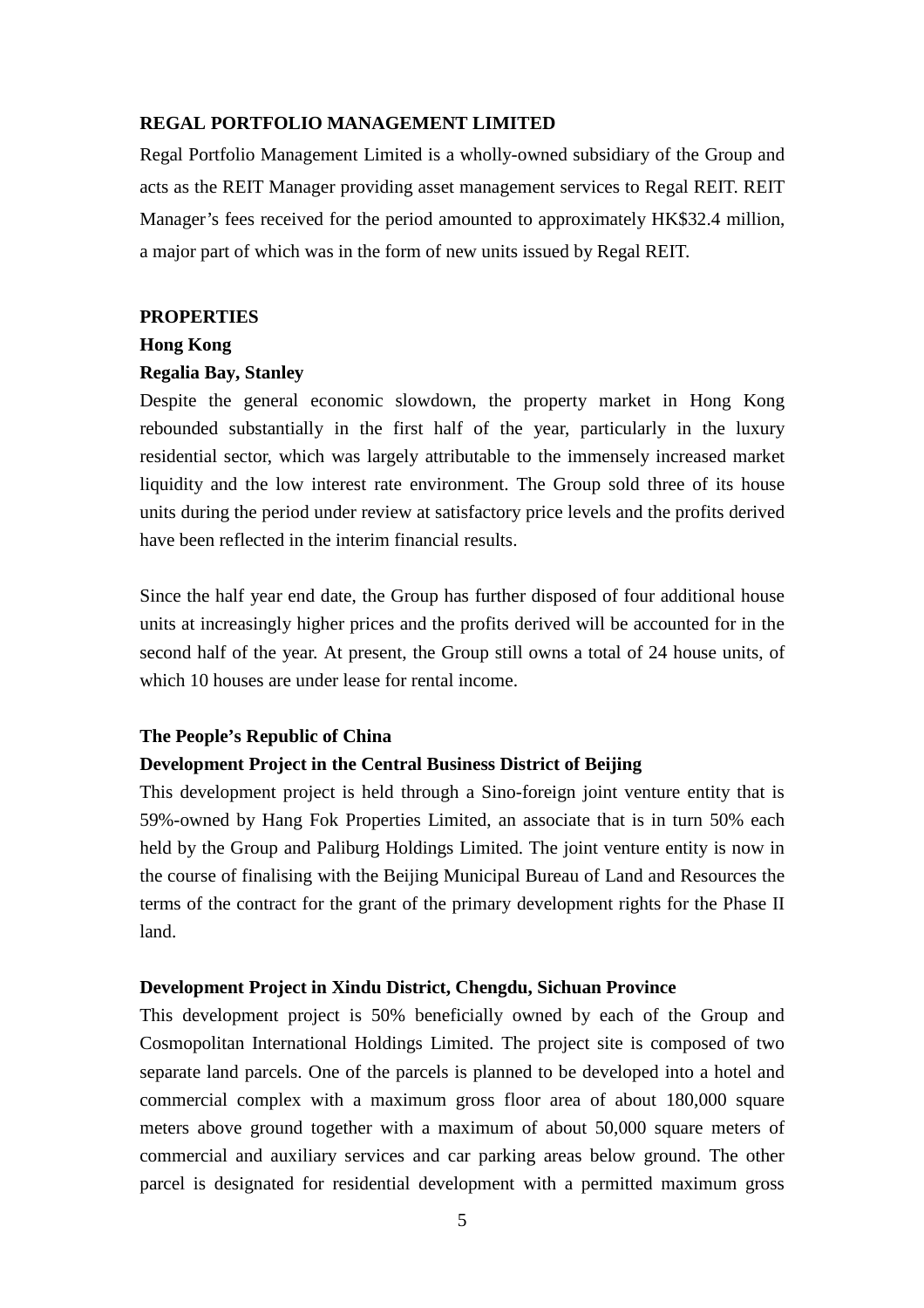**REGAL PORTFOLIO MANAGEMENT LIMITED**

Regal Portfolio Management Limited is a wholly-owned subsidiary of the Group and acts as the REIT Manager providing asset management services to Regal REIT. REIT Manager's fees received for the period amounted to approximately HK$32.4 million, a major part of which was in the form of new units issued by Regal REIT.

**PROPERTIES**

**Hong Kong**

**Regalia Bay, Stanley**

Despite the general economic slowdown, the property market in Hong Kong rebounded substantially in the first half of the year, particularly in the luxury residential sector, which was largely attributable to the immensely increased market liquidity and the low interest rate environment. The Group sold three of its house units during the period under review at satisfactory price levels and the profits derived have been reflected in the interim financial results.

Since the half year end date, the Group has further disposed of four additional house units at increasingly higher prices and the profits derived will be accounted for in the second half of the year. At present, the Group still owns a total of 24 house units, of which 10 houses are under lease for rental income.

**The People's Republic of China**

**Development Project in the Central Business District of Beijing**

This development project is held through a Sino-foreign joint venture entity that is 59%-owned by Hang Fok Properties Limited, an associate that is in turn 50% each held by the Group and Paliburg Holdings Limited. The joint venture entity is now in the course of finalising with the Beijing Municipal Bureau of Land and Resources the terms of the contract for the grant of the primary development rights for the Phase II land.

**Development Project in Xindu District, Chengdu, Sichuan Province**

This development project is 50% beneficially owned by each of the Group and Cosmopolitan International Holdings Limited. The project site is composed of two separate land parcels. One of the parcels is planned to be developed into a hotel and commercial complex with a maximum gross floor area of about 180,000 square meters above ground together with a maximum of about 50,000 square meters of commercial and auxiliary services and car parking areas below ground. The other parcel is designated for residential development with a permitted maximum gross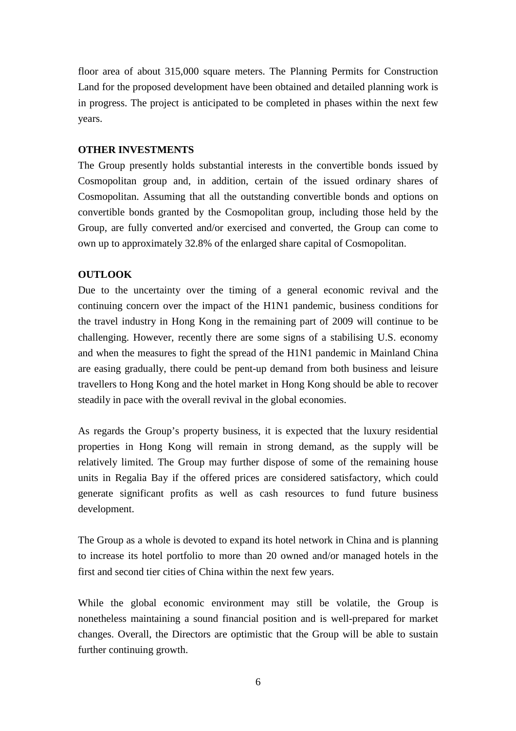floor area of about 315,000 square meters. The Planning Permits for Construction Land for the proposed development have been obtained and detailed planning work is in progress. The project is anticipated to be completed in phases within the next few years.

**OTHER INVESTMENTS**

The Group presently holds substantial interests in the convertible bonds issued by Cosmopolitan group and, in addition, certain of the issued ordinary shares of Cosmopolitan. Assuming that all the outstanding convertible bonds and options on convertible bonds granted by the Cosmopolitan group, including those held by the Group, are fully converted and/or exercised and converted, the Group can come to own up to approximately 32.8% of the enlarged share capital of Cosmopolitan.

**OUTLOOK**

Due to the uncertainty over the timing of a general economic revival and the continuing concern over the impact of the H1N1 pandemic, business conditions for the travel industry in Hong Kong in the remaining part of 2009 will continue to be challenging. However, recently there are some signs of a stabilising U.S. economy and when the measures to fight the spread of the H1N1 pandemic in Mainland China are easing gradually, there could be pent-up demand from both business and leisure travellers to Hong Kong and the hotel market in Hong Kong should be able to recover steadily in pace with the overall revival in the global economies.

As regards the Group's property business, it is expected that the luxury residential properties in Hong Kong will remain in strong demand, as the supply will be relatively limited. The Group may further dispose of some of the remaining house units in Regalia Bay if the offered prices are considered satisfactory, which could generate significant profits as well as cash resources to fund future business development.

The Group as a whole is devoted to expand its hotel network in China and is planning to increase its hotel portfolio to more than 20 owned and/or managed hotels in the first and second tier cities of China within the next few years.

While the global economic environment may still be volatile, the Group is nonetheless maintaining a sound financial position and is well-prepared for market changes. Overall, the Directors are optimistic that the Group will be able to sustain further continuing growth.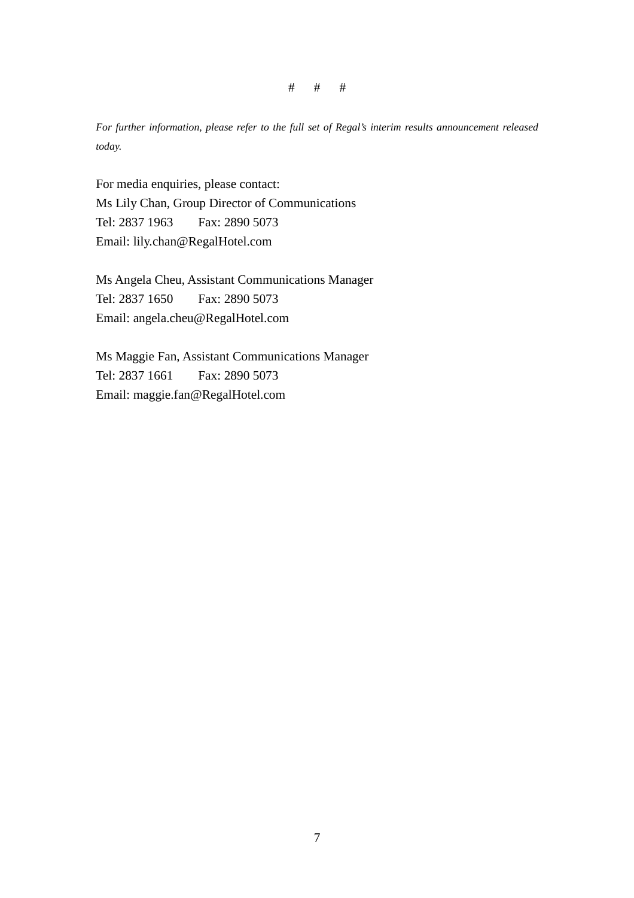# # #

*For further information, please refer to the full set of Regal's interim results announcement released today.*

For media enquiries, please contact:
Ms Lily Chan, Group Director of Communications
Tel: 2837 1963 Fax: 2890 5073
Email: lily.chan@RegalHotel.com

Ms Angela Cheu, Assistant Communications Manager
Tel: 2837 1650 Fax: 2890 5073
Email: angela.cheu@RegalHotel.com

Ms Maggie Fan, Assistant Communications Manager
Tel: 2837 1661 Fax: 2890 5073
Email: maggie.fan@RegalHotel.com